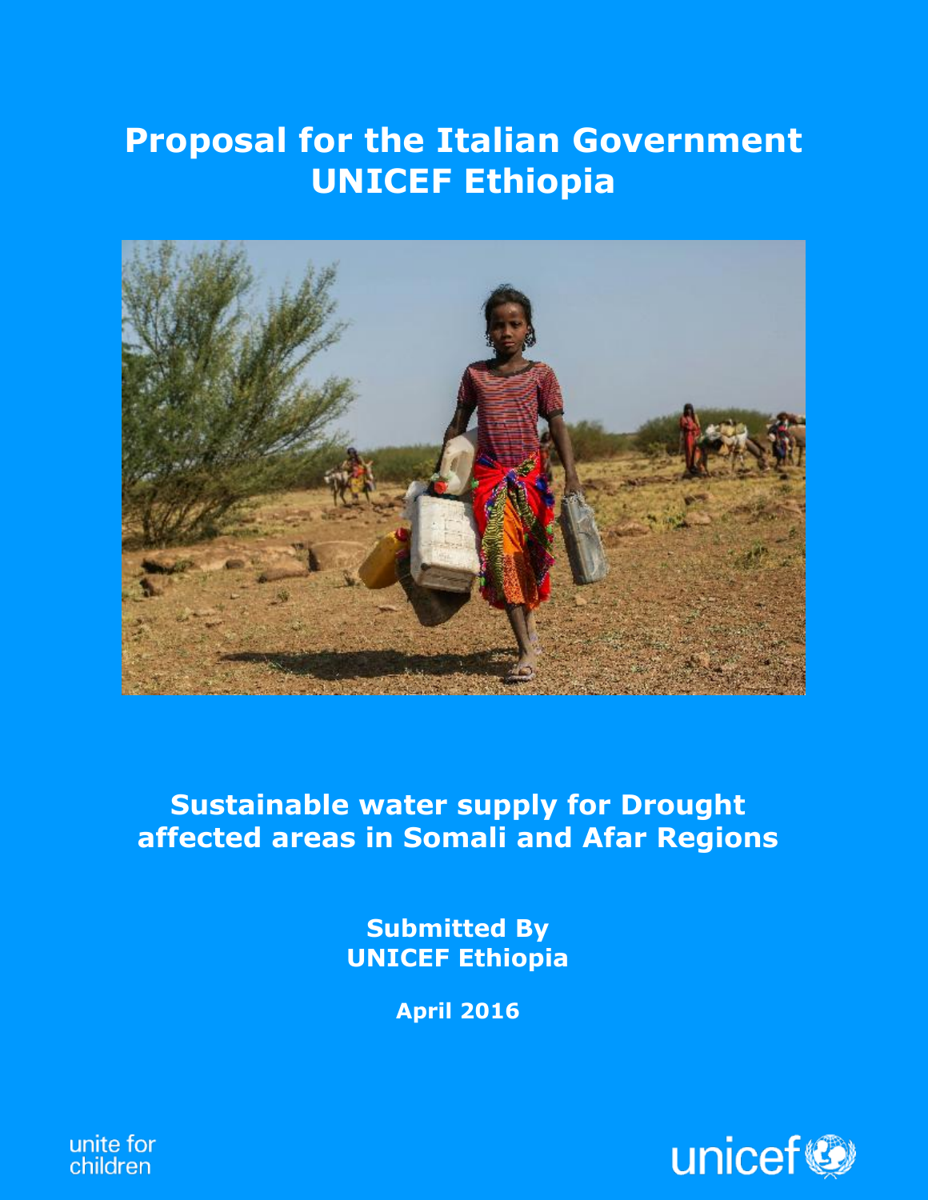# Proposal for the Italian Government UNICEF Ethiopia

## Sustainable water supply for Drought affected areas in Somali and Afar Regions

**Submitted By**
**UNICEF Ethiopia**

**April 2016**

unite for children

unicef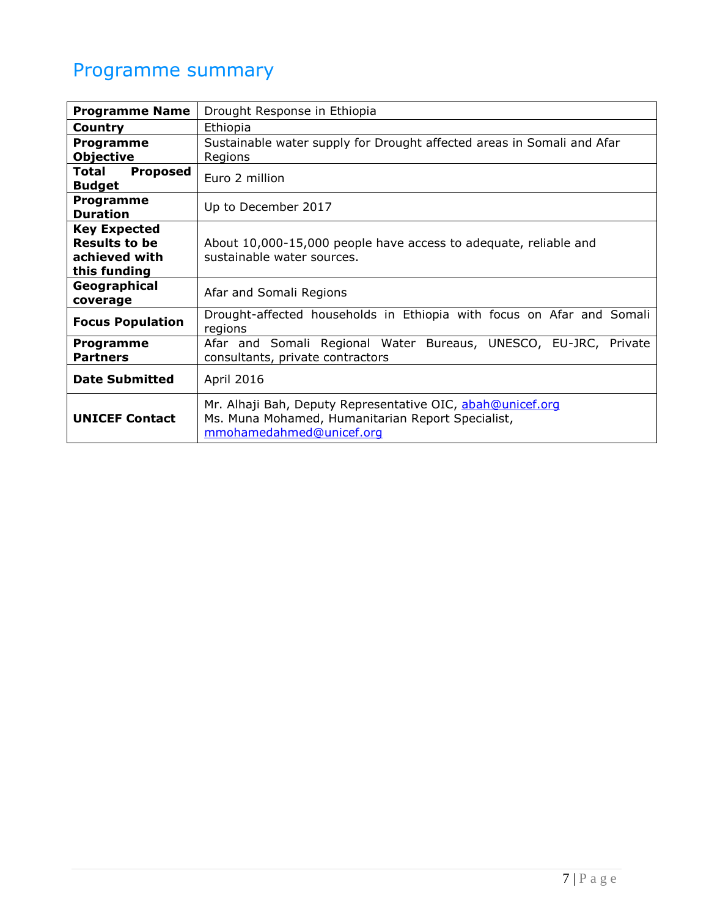# Programme summary

| **Programme Name** | Drought Response in Ethiopia |
|---|---|
| **Country** | Ethiopia |
| **Programme Objective** | Sustainable water supply for Drought affected areas in Somali and Afar Regions |
| **Total Proposed Budget** | Euro 2 million |
| **Programme Duration** | Up to December 2017 |
| **Key Expected Results to be achieved with this funding** | About 10,000-15,000 people have access to adequate, reliable and sustainable water sources. |
| **Geographical coverage** | Afar and Somali Regions |
| **Focus Population** | Drought-affected households in Ethiopia with focus on Afar and Somali regions |
| **Programme Partners** | Afar and Somali Regional Water Bureaus, UNESCO, EU-JRC, Private consultants, private contractors |
| **Date Submitted** | April 2016 |
| **UNICEF Contact** | Mr. Alhaji Bah, Deputy Representative OIC, abah@unicef.org<br>Ms. Muna Mohamed, Humanitarian Report Specialist, mmohamedahmed@unicef.org |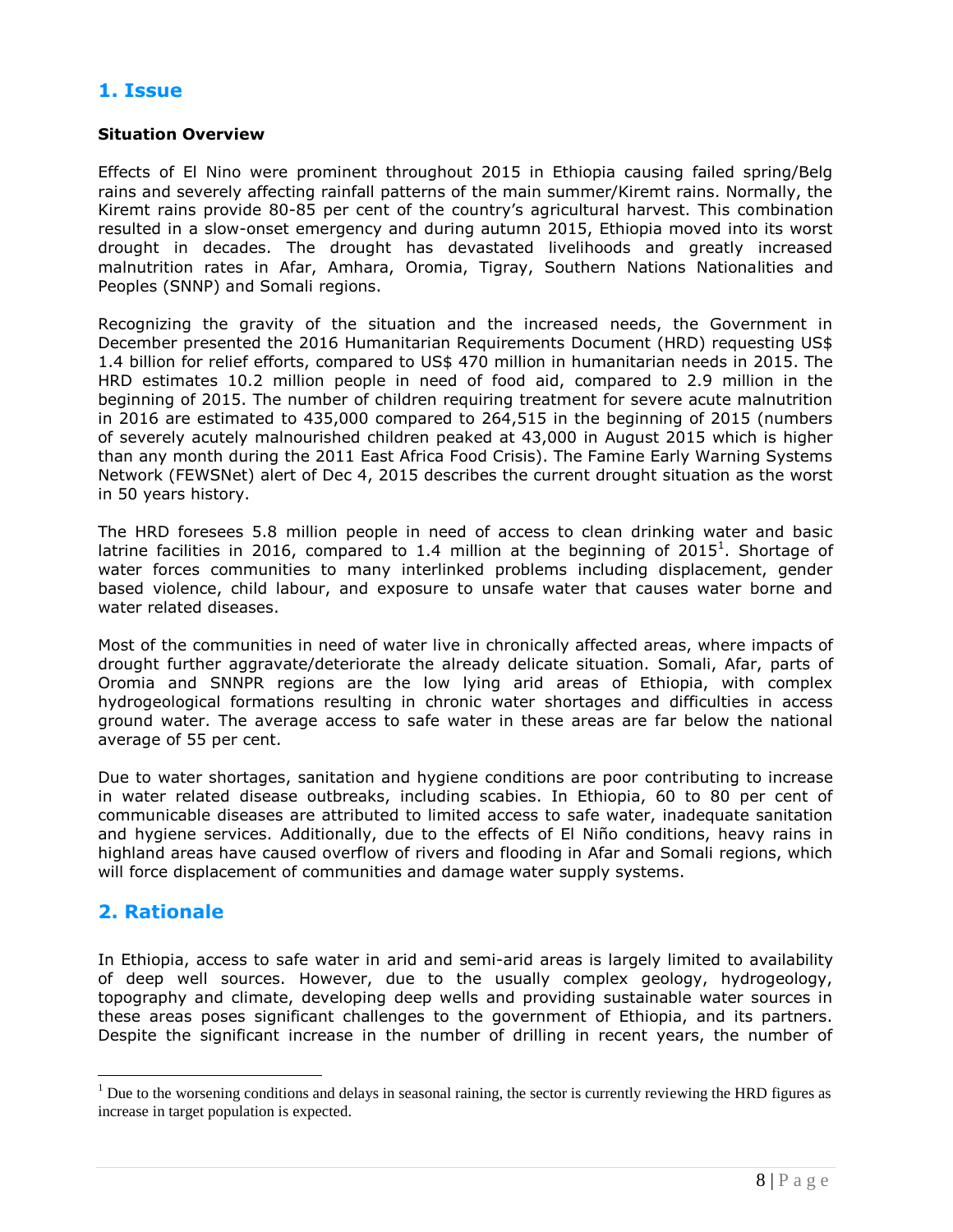## 1. Issue

**Situation Overview**

Effects of El Nino were prominent throughout 2015 in Ethiopia causing failed spring/Belg rains and severely affecting rainfall patterns of the main summer/Kiremt rains. Normally, the Kiremt rains provide 80-85 per cent of the country's agricultural harvest. This combination resulted in a slow-onset emergency and during autumn 2015, Ethiopia moved into its worst drought in decades. The drought has devastated livelihoods and greatly increased malnutrition rates in Afar, Amhara, Oromia, Tigray, Southern Nations Nationalities and Peoples (SNNP) and Somali regions.

Recognizing the gravity of the situation and the increased needs, the Government in December presented the 2016 Humanitarian Requirements Document (HRD) requesting US$ 1.4 billion for relief efforts, compared to US$ 470 million in humanitarian needs in 2015. The HRD estimates 10.2 million people in need of food aid, compared to 2.9 million in the beginning of 2015. The number of children requiring treatment for severe acute malnutrition in 2016 are estimated to 435,000 compared to 264,515 in the beginning of 2015 (numbers of severely acutely malnourished children peaked at 43,000 in August 2015 which is higher than any month during the 2011 East Africa Food Crisis). The Famine Early Warning Systems Network (FEWSNet) alert of Dec 4, 2015 describes the current drought situation as the worst in 50 years history.

The HRD foresees 5.8 million people in need of access to clean drinking water and basic latrine facilities in 2016, compared to 1.4 million at the beginning of 2015[1]. Shortage of water forces communities to many interlinked problems including displacement, gender based violence, child labour, and exposure to unsafe water that causes water borne and water related diseases.

Most of the communities in need of water live in chronically affected areas, where impacts of drought further aggravate/deteriorate the already delicate situation. Somali, Afar, parts of Oromia and SNNPR regions are the low lying arid areas of Ethiopia, with complex hydrogeological formations resulting in chronic water shortages and difficulties in access ground water. The average access to safe water in these areas are far below the national average of 55 per cent.

Due to water shortages, sanitation and hygiene conditions are poor contributing to increase in water related disease outbreaks, including scabies. In Ethiopia, 60 to 80 per cent of communicable diseases are attributed to limited access to safe water, inadequate sanitation and hygiene services. Additionally, due to the effects of El Niño conditions, heavy rains in highland areas have caused overflow of rivers and flooding in Afar and Somali regions, which will force displacement of communities and damage water supply systems.

## 2. Rationale

In Ethiopia, access to safe water in arid and semi-arid areas is largely limited to availability of deep well sources. However, due to the usually complex geology, hydrogeology, topography and climate, developing deep wells and providing sustainable water sources in these areas poses significant challenges to the government of Ethiopia, and its partners. Despite the significant increase in the number of drilling in recent years, the number of

[1] Due to the worsening conditions and delays in seasonal raining, the sector is currently reviewing the HRD figures as increase in target population is expected.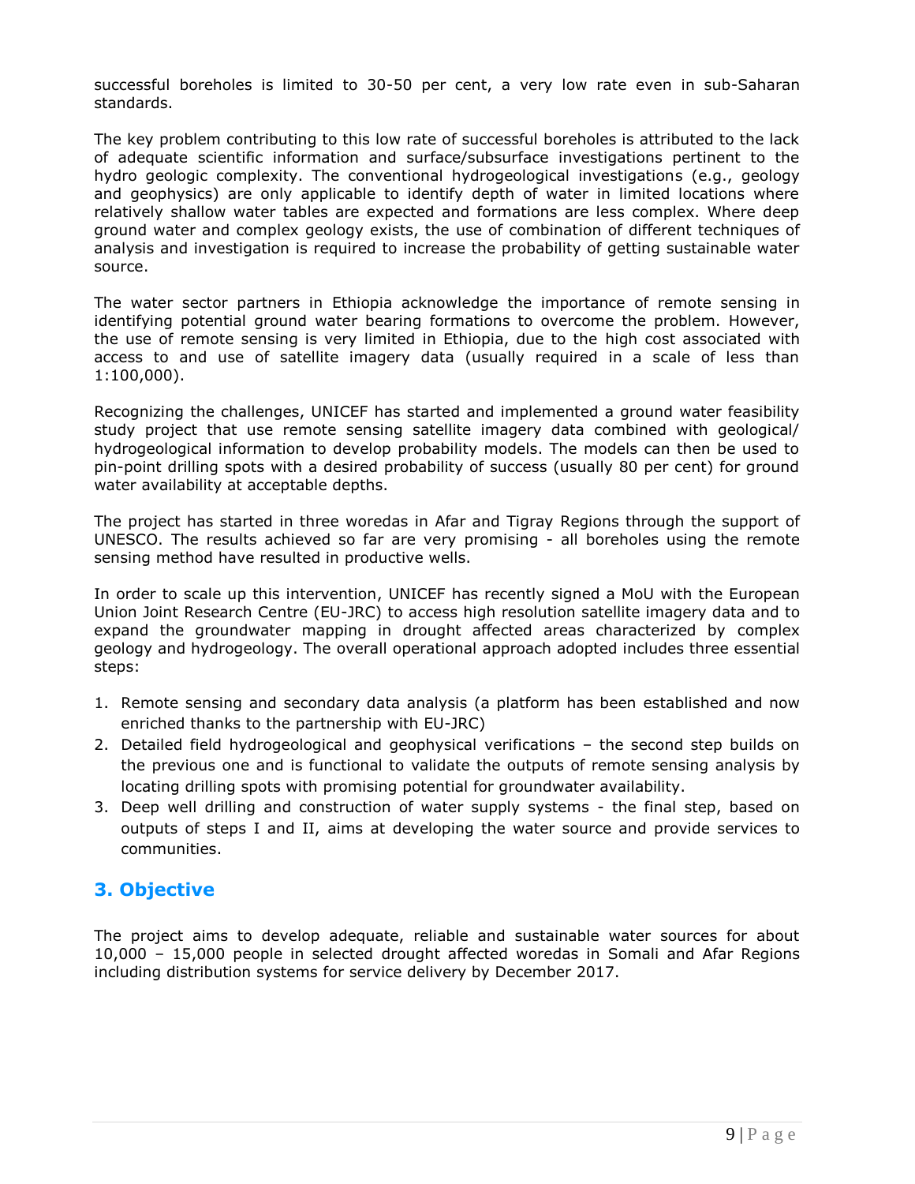successful boreholes is limited to 30-50 per cent, a very low rate even in sub-Saharan standards.

The key problem contributing to this low rate of successful boreholes is attributed to the lack of adequate scientific information and surface/subsurface investigations pertinent to the hydro geologic complexity. The conventional hydrogeological investigations (e.g., geology and geophysics) are only applicable to identify depth of water in limited locations where relatively shallow water tables are expected and formations are less complex. Where deep ground water and complex geology exists, the use of combination of different techniques of analysis and investigation is required to increase the probability of getting sustainable water source.

The water sector partners in Ethiopia acknowledge the importance of remote sensing in identifying potential ground water bearing formations to overcome the problem. However, the use of remote sensing is very limited in Ethiopia, due to the high cost associated with access to and use of satellite imagery data (usually required in a scale of less than 1:100,000).

Recognizing the challenges, UNICEF has started and implemented a ground water feasibility study project that use remote sensing satellite imagery data combined with geological/ hydrogeological information to develop probability models. The models can then be used to pin-point drilling spots with a desired probability of success (usually 80 per cent) for ground water availability at acceptable depths.

The project has started in three woredas in Afar and Tigray Regions through the support of UNESCO. The results achieved so far are very promising - all boreholes using the remote sensing method have resulted in productive wells.

In order to scale up this intervention, UNICEF has recently signed a MoU with the European Union Joint Research Centre (EU-JRC) to access high resolution satellite imagery data and to expand the groundwater mapping in drought affected areas characterized by complex geology and hydrogeology. The overall operational approach adopted includes three essential steps:

1. Remote sensing and secondary data analysis (a platform has been established and now enriched thanks to the partnership with EU-JRC)
2. Detailed field hydrogeological and geophysical verifications – the second step builds on the previous one and is functional to validate the outputs of remote sensing analysis by locating drilling spots with promising potential for groundwater availability.
3. Deep well drilling and construction of water supply systems - the final step, based on outputs of steps I and II, aims at developing the water source and provide services to communities.

## 3. Objective

The project aims to develop adequate, reliable and sustainable water sources for about 10,000 – 15,000 people in selected drought affected woredas in Somali and Afar Regions including distribution systems for service delivery by December 2017.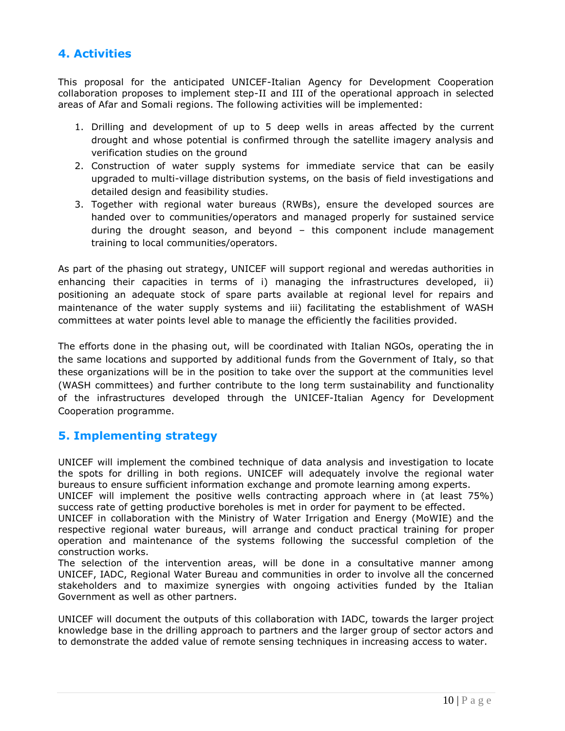## 4. Activities

This proposal for the anticipated UNICEF-Italian Agency for Development Cooperation collaboration proposes to implement step-II and III of the operational approach in selected areas of Afar and Somali regions. The following activities will be implemented:

1. Drilling and development of up to 5 deep wells in areas affected by the current drought and whose potential is confirmed through the satellite imagery analysis and verification studies on the ground
2. Construction of water supply systems for immediate service that can be easily upgraded to multi-village distribution systems, on the basis of field investigations and detailed design and feasibility studies.
3. Together with regional water bureaus (RWBs), ensure the developed sources are handed over to communities/operators and managed properly for sustained service during the drought season, and beyond – this component include management training to local communities/operators.

As part of the phasing out strategy, UNICEF will support regional and weredas authorities in enhancing their capacities in terms of i) managing the infrastructures developed, ii) positioning an adequate stock of spare parts available at regional level for repairs and maintenance of the water supply systems and iii) facilitating the establishment of WASH committees at water points level able to manage the efficiently the facilities provided.

The efforts done in the phasing out, will be coordinated with Italian NGOs, operating the in the same locations and supported by additional funds from the Government of Italy, so that these organizations will be in the position to take over the support at the communities level (WASH committees) and further contribute to the long term sustainability and functionality of the infrastructures developed through the UNICEF-Italian Agency for Development Cooperation programme.

## 5. Implementing strategy

UNICEF will implement the combined technique of data analysis and investigation to locate the spots for drilling in both regions. UNICEF will adequately involve the regional water bureaus to ensure sufficient information exchange and promote learning among experts.
UNICEF will implement the positive wells contracting approach where in (at least 75%) success rate of getting productive boreholes is met in order for payment to be effected.
UNICEF in collaboration with the Ministry of Water Irrigation and Energy (MoWIE) and the respective regional water bureaus, will arrange and conduct practical training for proper operation and maintenance of the systems following the successful completion of the construction works.
The selection of the intervention areas, will be done in a consultative manner among UNICEF, IADC, Regional Water Bureau and communities in order to involve all the concerned stakeholders and to maximize synergies with ongoing activities funded by the Italian Government as well as other partners.

UNICEF will document the outputs of this collaboration with IADC, towards the larger project knowledge base in the drilling approach to partners and the larger group of sector actors and to demonstrate the added value of remote sensing techniques in increasing access to water.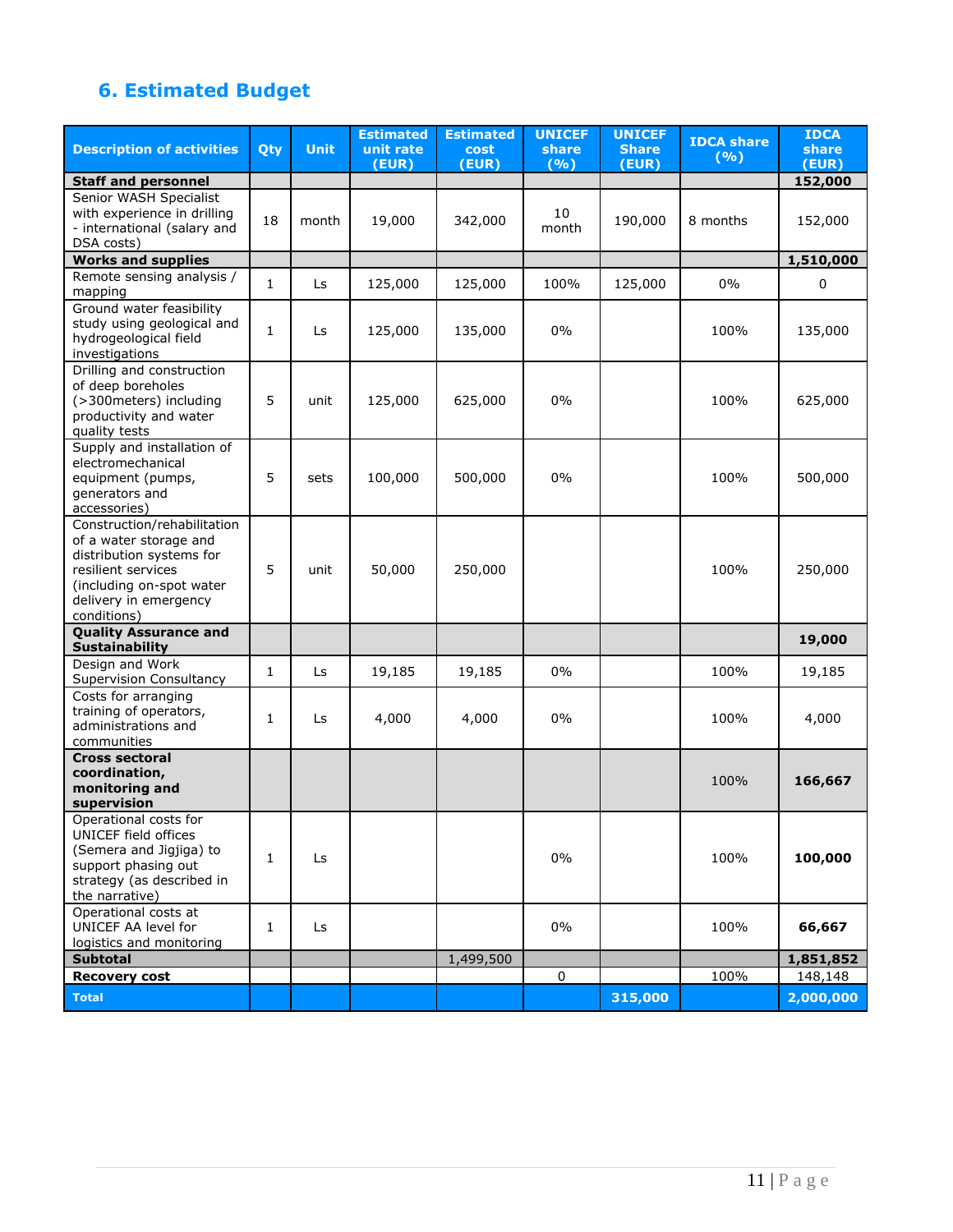## 6. Estimated Budget

| Description of activities | Qty | Unit | Estimated unit rate (EUR) | Estimated cost (EUR) | UNICEF share (%) | UNICEF Share (EUR) | IDCA share (%) | IDCA share (EUR) |
|---|---|---|---|---|---|---|---|---|
| **Staff and personnel** | | | | | | | | **152,000** |
| Senior WASH Specialist with experience in drilling - international (salary and DSA costs) | 18 | month | 19,000 | 342,000 | 10 month | 190,000 | 8 months | 152,000 |
| **Works and supplies** | | | | | | | | **1,510,000** |
| Remote sensing analysis / mapping | 1 | Ls | 125,000 | 125,000 | 100% | 125,000 | 0% | 0 |
| Ground water feasibility study using geological and hydrogeological field investigations | 1 | Ls | 125,000 | 135,000 | 0% | | 100% | 135,000 |
| Drilling and construction of deep boreholes (>300meters) including productivity and water quality tests | 5 | unit | 125,000 | 625,000 | 0% | | 100% | 625,000 |
| Supply and installation of electromechanical equipment (pumps, generators and accessories) | 5 | sets | 100,000 | 500,000 | 0% | | 100% | 500,000 |
| Construction/rehabilitation of a water storage and distribution systems for resilient services (including on-spot water delivery in emergency conditions) | 5 | unit | 50,000 | 250,000 | | | 100% | 250,000 |
| **Quality Assurance and Sustainability** | | | | | | | | **19,000** |
| Design and Work Supervision Consultancy | 1 | Ls | 19,185 | 19,185 | 0% | | 100% | 19,185 |
| Costs for arranging training of operators, administrations and communities | 1 | Ls | 4,000 | 4,000 | 0% | | 100% | 4,000 |
| **Cross sectoral coordination, monitoring and supervision** | | | | | | | 100% | **166,667** |
| Operational costs for UNICEF field offices (Semera and Jigjiga) to support phasing out strategy (as described in the narrative) | 1 | Ls | | | 0% | | 100% | **100,000** |
| Operational costs at UNICEF AA level for logistics and monitoring | 1 | Ls | | | 0% | | 100% | **66,667** |
| **Subtotal** | | | | 1,499,500 | | | | **1,851,852** |
| **Recovery cost** | | | | | 0 | | 100% | 148,148 |
| **Total** | | | | | | **315,000** | | **2,000,000** |